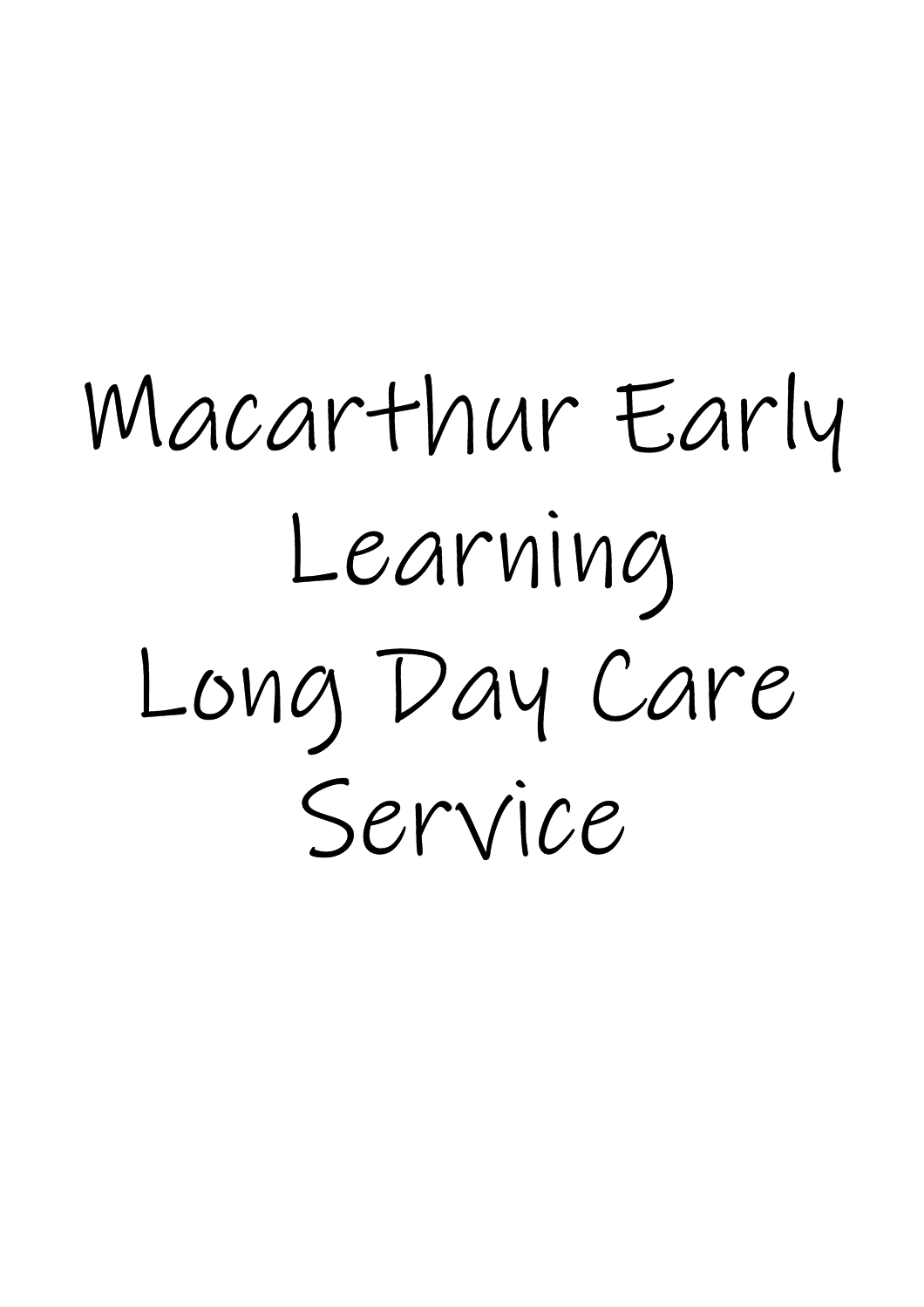# Macarthur Early Learning Long Day Care Service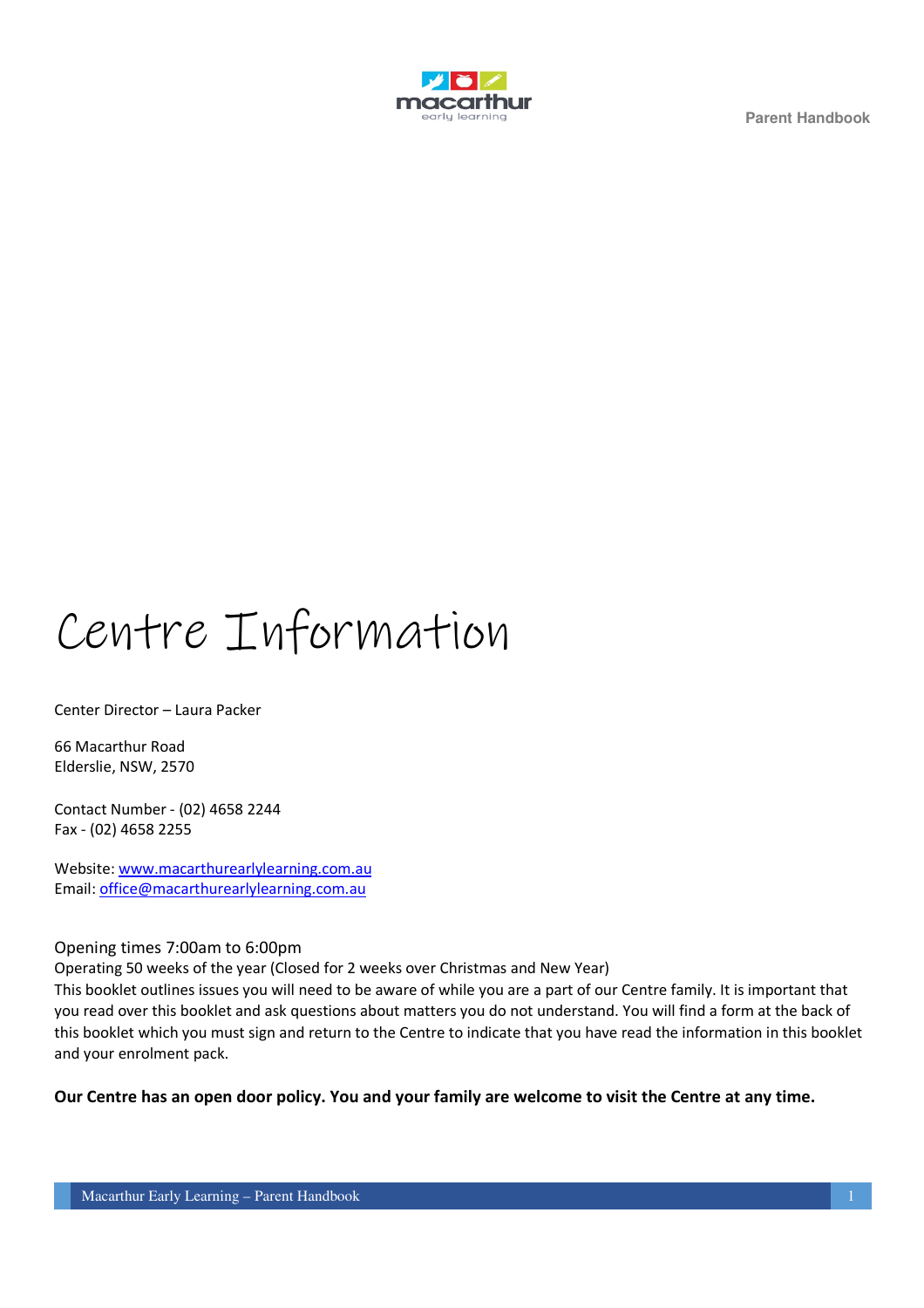# Centre Information

Center Director – Laura Packer

66 Macarthur Road
Elderslie, NSW, 2570

Contact Number - (02) 4658 2244
Fax - (02) 4658 2255

Website: www.macarthurearlylearning.com.au
Email: office@macarthurearlylearning.com.au

Opening times 7:00am to 6:00pm
Operating 50 weeks of the year (Closed for 2 weeks over Christmas and New Year)
This booklet outlines issues you will need to be aware of while you are a part of our Centre family. It is important that you read over this booklet and ask questions about matters you do not understand. You will find a form at the back of this booklet which you must sign and return to the Centre to indicate that you have read the information in this booklet and your enrolment pack.

**Our Centre has an open door policy. You and your family are welcome to visit the Centre at any time.**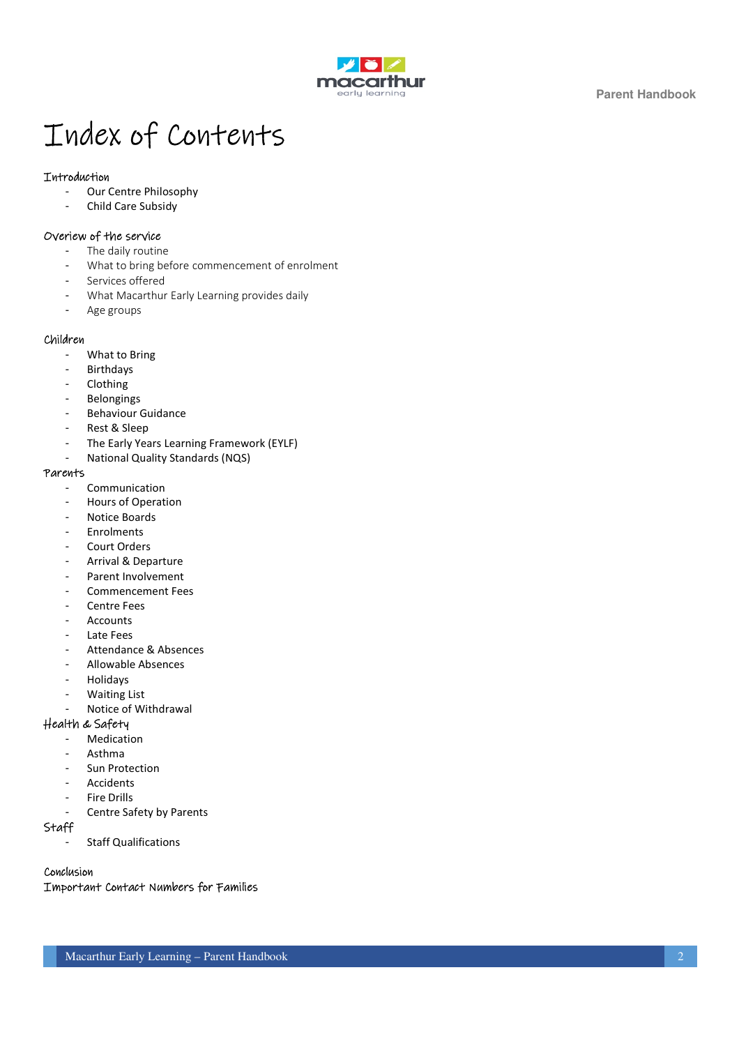# Index of Contents

## Introduction

- Our Centre Philosophy
- Child Care Subsidy

## Overiew of the service

- The daily routine
- What to bring before commencement of enrolment
- Services offered
- What Macarthur Early Learning provides daily
- Age groups

## Children

- What to Bring
- Birthdays
- Clothing
- Belongings
- Behaviour Guidance
- Rest & Sleep
- The Early Years Learning Framework (EYLF)
- National Quality Standards (NQS)

## Parents

- Communication
- Hours of Operation
- Notice Boards
- Enrolments
- Court Orders
- Arrival & Departure
- Parent Involvement
- Commencement Fees
- Centre Fees
- Accounts
- Late Fees
- Attendance & Absences
- Allowable Absences
- Holidays
- Waiting List
- Notice of Withdrawal

## Health & Safety

- Medication
- Asthma
- Sun Protection
- Accidents
- Fire Drills
- Centre Safety by Parents

## Staff

- Staff Qualifications

## Conclusion

## Important Contact Numbers for Families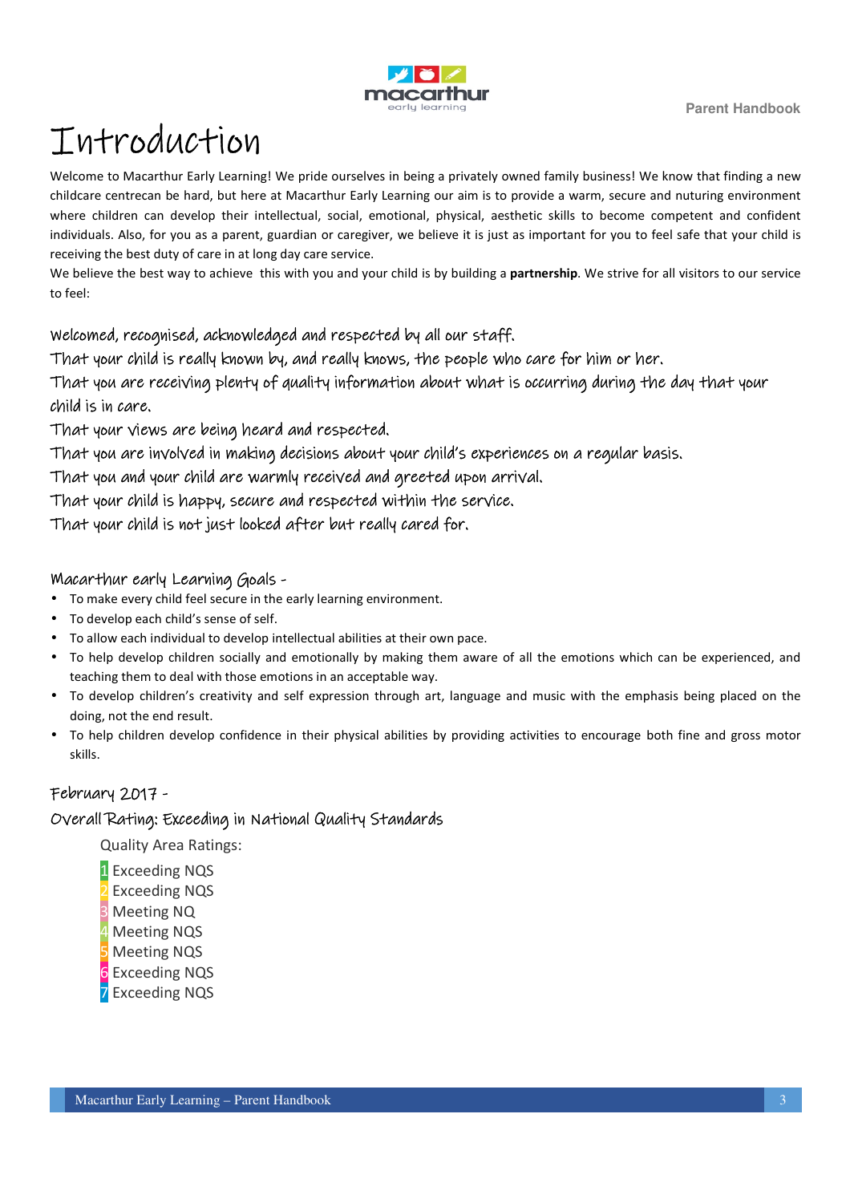# Introduction

Welcome to Macarthur Early Learning! We pride ourselves in being a privately owned family business! We know that finding a new childcare centrecan be hard, but here at Macarthur Early Learning our aim is to provide a warm, secure and nuturing environment where children can develop their intellectual, social, emotional, physical, aesthetic skills to become competent and confident individuals. Also, for you as a parent, guardian or caregiver, we believe it is just as important for you to feel safe that your child is receiving the best duty of care in at long day care service.

We believe the best way to achieve this with you and your child is by building a **partnership**. We strive for all visitors to our service to feel:

Welcomed, recognised, acknowledged and respected by all our staff.
That your child is really known by, and really knows, the people who care for him or her.
That you are receiving plenty of quality information about what is occurring during the day that your child is in care.
That your views are being heard and respected.
That you are involved in making decisions about your child's experiences on a regular basis.
That you and your child are warmly received and greeted upon arrival.
That your child is happy, secure and respected within the service.
That your child is not just looked after but really cared for.

## Macarthur early Learning Goals -

- To make every child feel secure in the early learning environment.
- To develop each child's sense of self.
- To allow each individual to develop intellectual abilities at their own pace.
- To help develop children socially and emotionally by making them aware of all the emotions which can be experienced, and teaching them to deal with those emotions in an acceptable way.
- To develop children's creativity and self expression through art, language and music with the emphasis being placed on the doing, not the end result.
- To help children develop confidence in their physical abilities by providing activities to encourage both fine and gross motor skills.

## February 2017 -

## Overall Rating: Exceeding in National Quality Standards

Quality Area Ratings:

1 Exceeding NQS
2 Exceeding NQS
3 Meeting NQ
4 Meeting NQS
5 Meeting NQS
6 Exceeding NQS
7 Exceeding NQS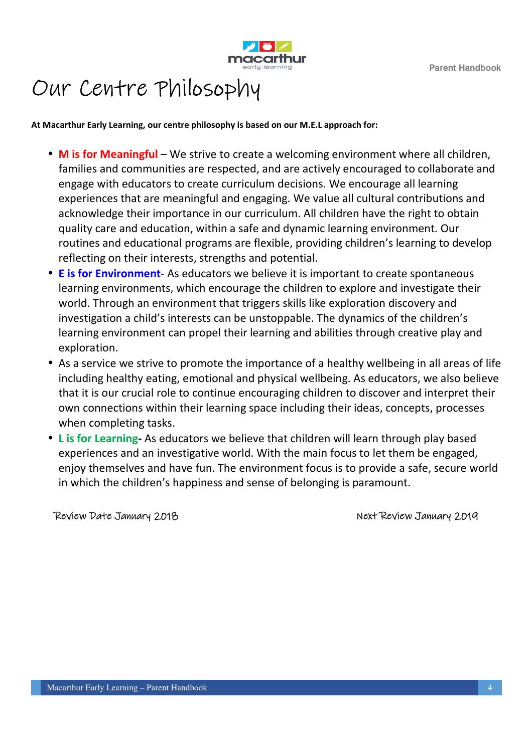# Our Centre Philosophy

**At Macarthur Early Learning, our centre philosophy is based on our M.E.L approach for:**

- **M is for Meaningful** – We strive to create a welcoming environment where all children, families and communities are respected, and are actively encouraged to collaborate and engage with educators to create curriculum decisions. We encourage all learning experiences that are meaningful and engaging. We value all cultural contributions and acknowledge their importance in our curriculum. All children have the right to obtain quality care and education, within a safe and dynamic learning environment. Our routines and educational programs are flexible, providing children's learning to develop reflecting on their interests, strengths and potential.
- **E is for Environment**- As educators we believe it is important to create spontaneous learning environments, which encourage the children to explore and investigate their world. Through an environment that triggers skills like exploration discovery and investigation a child's interests can be unstoppable. The dynamics of the children's learning environment can propel their learning and abilities through creative play and exploration.
- As a service we strive to promote the importance of a healthy wellbeing in all areas of life including healthy eating, emotional and physical wellbeing. As educators, we also believe that it is our crucial role to continue encouraging children to discover and interpret their own connections within their learning space including their ideas, concepts, processes when completing tasks.
- **L is for Learning-** As educators we believe that children will learn through play based experiences and an investigative world. With the main focus to let them be engaged, enjoy themselves and have fun. The environment focus is to provide a safe, secure world in which the children's happiness and sense of belonging is paramount.

Review Date January 2018

Next Review January 2019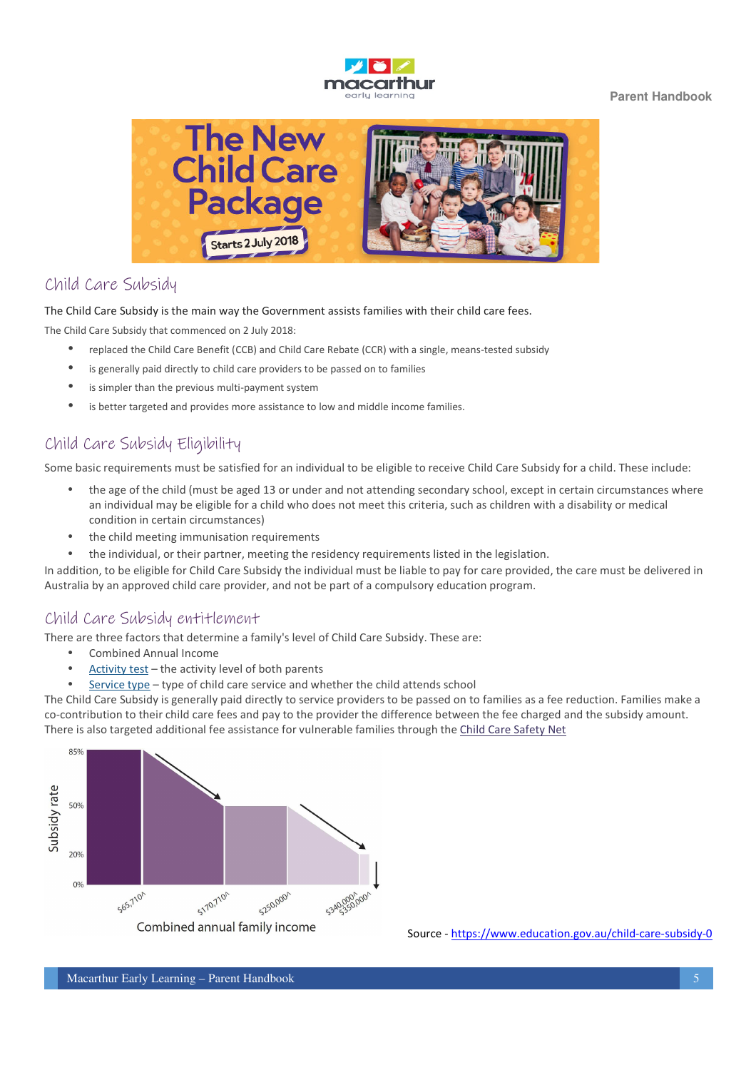# The New Child Care Package

Starts 2 July 2018

## Child Care Subsidy

The Child Care Subsidy is the main way the Government assists families with their child care fees.

The Child Care Subsidy that commenced on 2 July 2018:

- replaced the Child Care Benefit (CCB) and Child Care Rebate (CCR) with a single, means-tested subsidy
- is generally paid directly to child care providers to be passed on to families
- is simpler than the previous multi-payment system
- is better targeted and provides more assistance to low and middle income families.

## Child Care Subsidy Eligibility

Some basic requirements must be satisfied for an individual to be eligible to receive Child Care Subsidy for a child. These include:

- the age of the child (must be aged 13 or under and not attending secondary school, except in certain circumstances where an individual may be eligible for a child who does not meet this criteria, such as children with a disability or medical condition in certain circumstances)
- the child meeting immunisation requirements
- the individual, or their partner, meeting the residency requirements listed in the legislation.

In addition, to be eligible for Child Care Subsidy the individual must be liable to pay for care provided, the care must be delivered in Australia by an approved child care provider, and not be part of a compulsory education program.

## Child Care Subsidy entitlement

There are three factors that determine a family's level of Child Care Subsidy. These are:

- Combined Annual Income
- Activity test – the activity level of both parents
- Service type – type of child care service and whether the child attends school

The Child Care Subsidy is generally paid directly to service providers to be passed on to families as a fee reduction. Families make a co-contribution to their child care fees and pay to the provider the difference between the fee charged and the subsidy amount. There is also targeted additional fee assistance for vulnerable families through the Child Care Safety Net

Subsidy rate: 85%, 50%, 20%, 0%

Combined annual family income: $65,710^, $170,710^, $250,000^, $340,000^, $350,000^

Source - https://www.education.gov.au/child-care-subsidy-0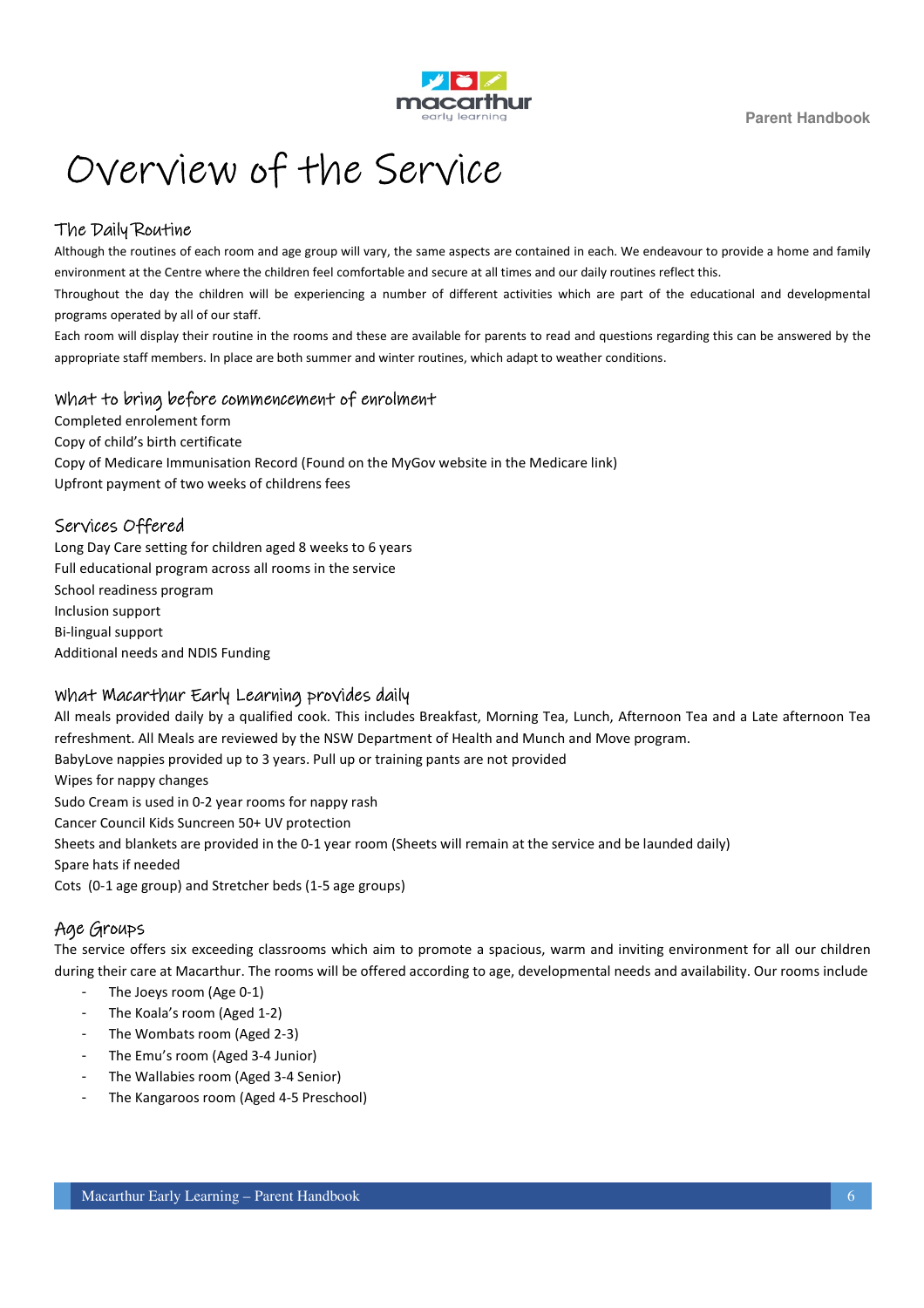# Overview of the Service

## The Daily Routine

Although the routines of each room and age group will vary, the same aspects are contained in each. We endeavour to provide a home and family environment at the Centre where the children feel comfortable and secure at all times and our daily routines reflect this.

Throughout the day the children will be experiencing a number of different activities which are part of the educational and developmental programs operated by all of our staff.

Each room will display their routine in the rooms and these are available for parents to read and questions regarding this can be answered by the appropriate staff members. In place are both summer and winter routines, which adapt to weather conditions.

## What to bring before commencement of enrolment

Completed enrolement form
Copy of child's birth certificate
Copy of Medicare Immunisation Record (Found on the MyGov website in the Medicare link)
Upfront payment of two weeks of childrens fees

## Services Offered

Long Day Care setting for children aged 8 weeks to 6 years
Full educational program across all rooms in the service
School readiness program
Inclusion support
Bi-lingual support
Additional needs and NDIS Funding

## What Macarthur Early Learning provides daily

All meals provided daily by a qualified cook. This includes Breakfast, Morning Tea, Lunch, Afternoon Tea and a Late afternoon Tea refreshment. All Meals are reviewed by the NSW Department of Health and Munch and Move program.
BabyLove nappies provided up to 3 years. Pull up or training pants are not provided
Wipes for nappy changes
Sudo Cream is used in 0-2 year rooms for nappy rash
Cancer Council Kids Suncreen 50+ UV protection
Sheets and blankets are provided in the 0-1 year room (Sheets will remain at the service and be launded daily)
Spare hats if needed
Cots (0-1 age group) and Stretcher beds (1-5 age groups)

## Age Groups

The service offers six exceeding classrooms which aim to promote a spacious, warm and inviting environment for all our children during their care at Macarthur. The rooms will be offered according to age, developmental needs and availability. Our rooms include

- The Joeys room (Age 0-1)
- The Koala's room (Aged 1-2)
- The Wombats room (Aged 2-3)
- The Emu's room (Aged 3-4 Junior)
- The Wallabies room (Aged 3-4 Senior)
- The Kangaroos room (Aged 4-5 Preschool)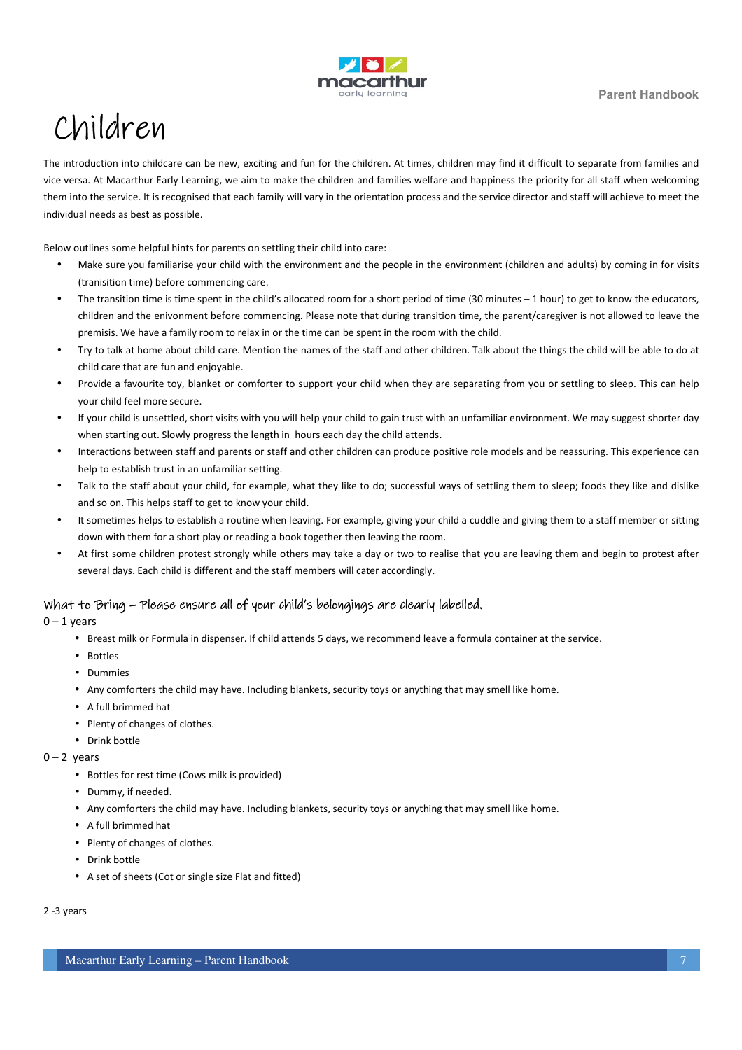# Children

The introduction into childcare can be new, exciting and fun for the children. At times, children may find it difficult to separate from families and vice versa. At Macarthur Early Learning, we aim to make the children and families welfare and happiness the priority for all staff when welcoming them into the service. It is recognised that each family will vary in the orientation process and the service director and staff will achieve to meet the individual needs as best as possible.

Below outlines some helpful hints for parents on settling their child into care:

- Make sure you familiarise your child with the environment and the people in the environment (children and adults) by coming in for visits (tranisition time) before commencing care.
- The transition time is time spent in the child's allocated room for a short period of time (30 minutes – 1 hour) to get to know the educators, children and the enivonment before commencing. Please note that during transition time, the parent/caregiver is not allowed to leave the premisis. We have a family room to relax in or the time can be spent in the room with the child.
- Try to talk at home about child care. Mention the names of the staff and other children. Talk about the things the child will be able to do at child care that are fun and enjoyable.
- Provide a favourite toy, blanket or comforter to support your child when they are separating from you or settling to sleep. This can help your child feel more secure.
- If your child is unsettled, short visits with you will help your child to gain trust with an unfamiliar environment. We may suggest shorter day when starting out. Slowly progress the length in hours each day the child attends.
- Interactions between staff and parents or staff and other children can produce positive role models and be reassuring. This experience can help to establish trust in an unfamiliar setting.
- Talk to the staff about your child, for example, what they like to do; successful ways of settling them to sleep; foods they like and dislike and so on. This helps staff to get to know your child.
- It sometimes helps to establish a routine when leaving. For example, giving your child a cuddle and giving them to a staff member or sitting down with them for a short play or reading a book together then leaving the room.
- At first some children protest strongly while others may take a day or two to realise that you are leaving them and begin to protest after several days. Each child is different and the staff members will cater accordingly.

## What to Bring – Please ensure all of your child's belongings are clearly labelled.

0 – 1 years

- Breast milk or Formula in dispenser. If child attends 5 days, we recommend leave a formula container at the service.
- Bottles
- Dummies
- Any comforters the child may have. Including blankets, security toys or anything that may smell like home.
- A full brimmed hat
- Plenty of changes of clothes.
- Drink bottle

0 – 2 years

- Bottles for rest time (Cows milk is provided)
- Dummy, if needed.
- Any comforters the child may have. Including blankets, security toys or anything that may smell like home.
- A full brimmed hat
- Plenty of changes of clothes.
- Drink bottle
- A set of sheets (Cot or single size Flat and fitted)

2 -3 years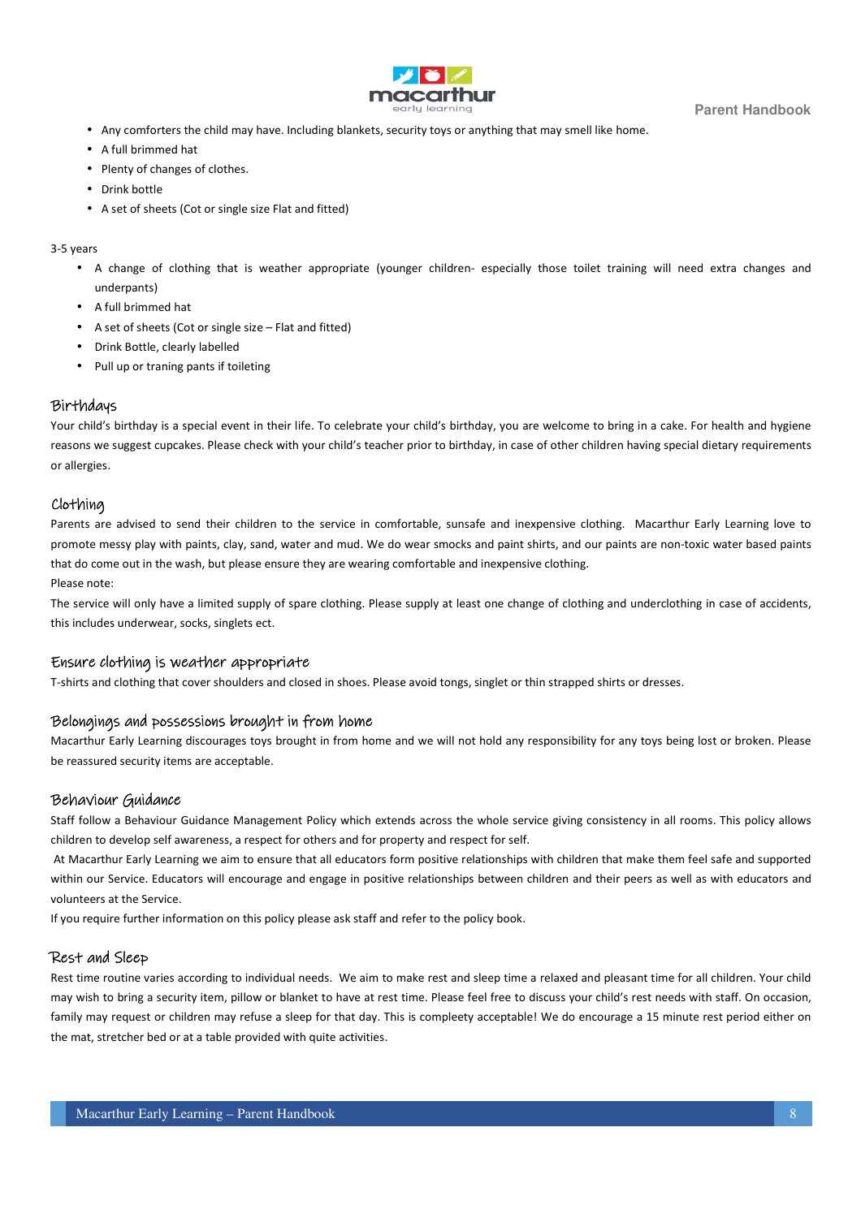- Any comforters the child may have. Including blankets, security toys or anything that may smell like home.
- A full brimmed hat
- Plenty of changes of clothes.
- Drink bottle
- A set of sheets (Cot or single size Flat and fitted)

3-5 years

- A change of clothing that is weather appropriate (younger children- especially those toilet training will need extra changes and underpants)
- A full brimmed hat
- A set of sheets (Cot or single size – Flat and fitted)
- Drink Bottle, clearly labelled
- Pull up or traning pants if toileting

## Birthdays

Your child's birthday is a special event in their life. To celebrate your child's birthday, you are welcome to bring in a cake. For health and hygiene reasons we suggest cupcakes. Please check with your child's teacher prior to birthday, in case of other children having special dietary requirements or allergies.

## Clothing

Parents are advised to send their children to the service in comfortable, sunsafe and inexpensive clothing. Macarthur Early Learning love to promote messy play with paints, clay, sand, water and mud. We do wear smocks and paint shirts, and our paints are non-toxic water based paints that do come out in the wash, but please ensure they are wearing comfortable and inexpensive clothing.

Please note:

The service will only have a limited supply of spare clothing. Please supply at least one change of clothing and underclothing in case of accidents, this includes underwear, socks, singlets ect.

## Ensure clothing is weather appropriate

T-shirts and clothing that cover shoulders and closed in shoes. Please avoid tongs, singlet or thin strapped shirts or dresses.

## Belongings and possessions brought in from home

Macarthur Early Learning discourages toys brought in from home and we will not hold any responsibility for any toys being lost or broken. Please be reassured security items are acceptable.

## Behaviour Guidance

Staff follow a Behaviour Guidance Management Policy which extends across the whole service giving consistency in all rooms. This policy allows children to develop self awareness, a respect for others and for property and respect for self.

At Macarthur Early Learning we aim to ensure that all educators form positive relationships with children that make them feel safe and supported within our Service. Educators will encourage and engage in positive relationships between children and their peers as well as with educators and volunteers at the Service.

If you require further information on this policy please ask staff and refer to the policy book.

## Rest and Sleep

Rest time routine varies according to individual needs. We aim to make rest and sleep time a relaxed and pleasant time for all children. Your child may wish to bring a security item, pillow or blanket to have at rest time. Please feel free to discuss your child's rest needs with staff. On occasion, family may request or children may refuse a sleep for that day. This is compleety acceptable! We do encourage a 15 minute rest period either on the mat, stretcher bed or at a table provided with quite activities.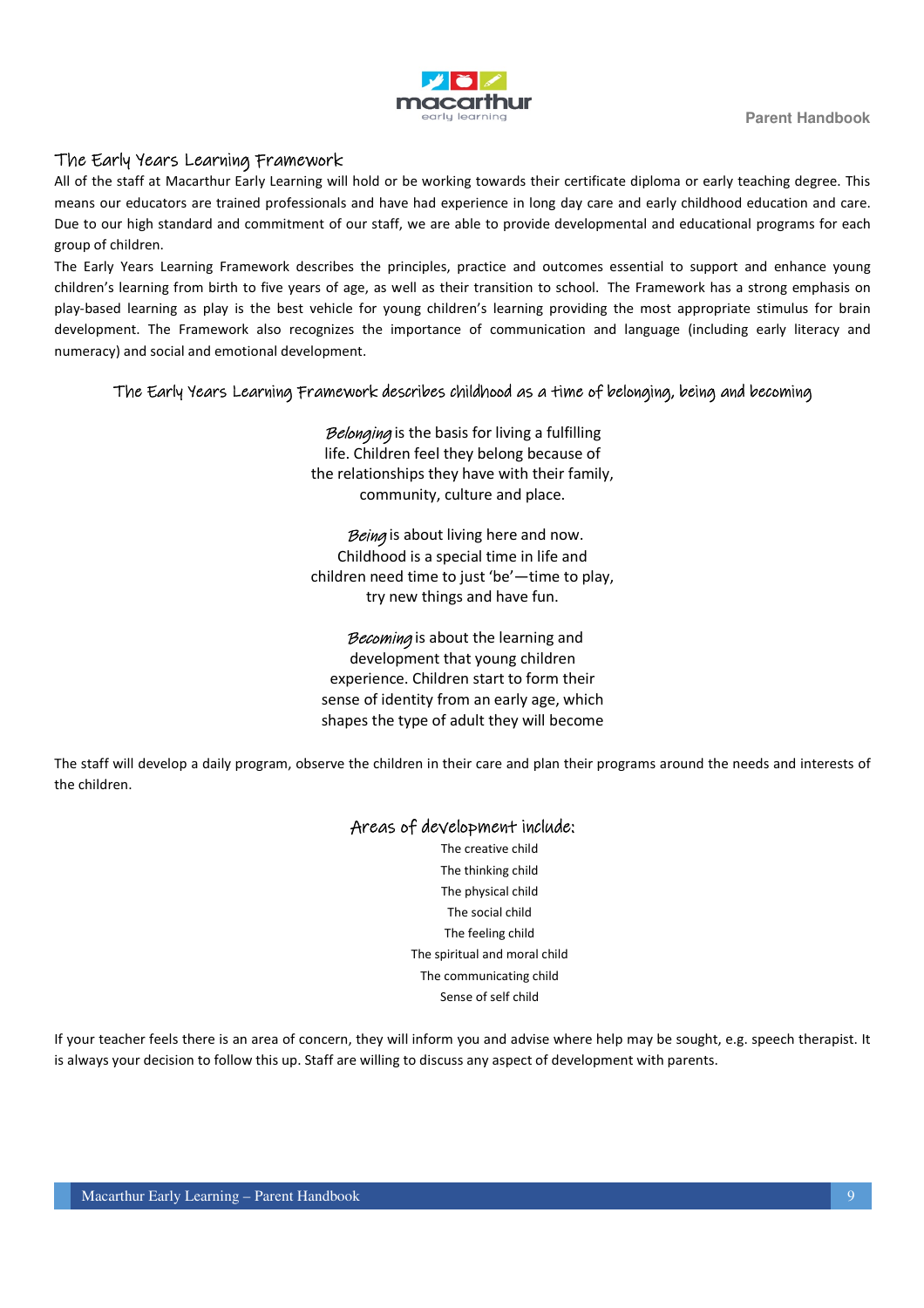## The Early Years Learning Framework

All of the staff at Macarthur Early Learning will hold or be working towards their certificate diploma or early teaching degree. This means our educators are trained professionals and have had experience in long day care and early childhood education and care. Due to our high standard and commitment of our staff, we are able to provide developmental and educational programs for each group of children.

The Early Years Learning Framework describes the principles, practice and outcomes essential to support and enhance young children's learning from birth to five years of age, as well as their transition to school. The Framework has a strong emphasis on play-based learning as play is the best vehicle for young children's learning providing the most appropriate stimulus for brain development. The Framework also recognizes the importance of communication and language (including early literacy and numeracy) and social and emotional development.

### The Early Years Learning Framework describes childhood as a time of belonging, being and becoming

*Belonging* is the basis for living a fulfilling life. Children feel they belong because of the relationships they have with their family, community, culture and place.

*Being* is about living here and now. Childhood is a special time in life and children need time to just 'be'—time to play, try new things and have fun.

*Becoming* is about the learning and development that young children experience. Children start to form their sense of identity from an early age, which shapes the type of adult they will become

The staff will develop a daily program, observe the children in their care and plan their programs around the needs and interests of the children.

### Areas of development include:

The creative child
The thinking child
The physical child
The social child
The feeling child
The spiritual and moral child
The communicating child
Sense of self child

If your teacher feels there is an area of concern, they will inform you and advise where help may be sought, e.g. speech therapist. It is always your decision to follow this up. Staff are willing to discuss any aspect of development with parents.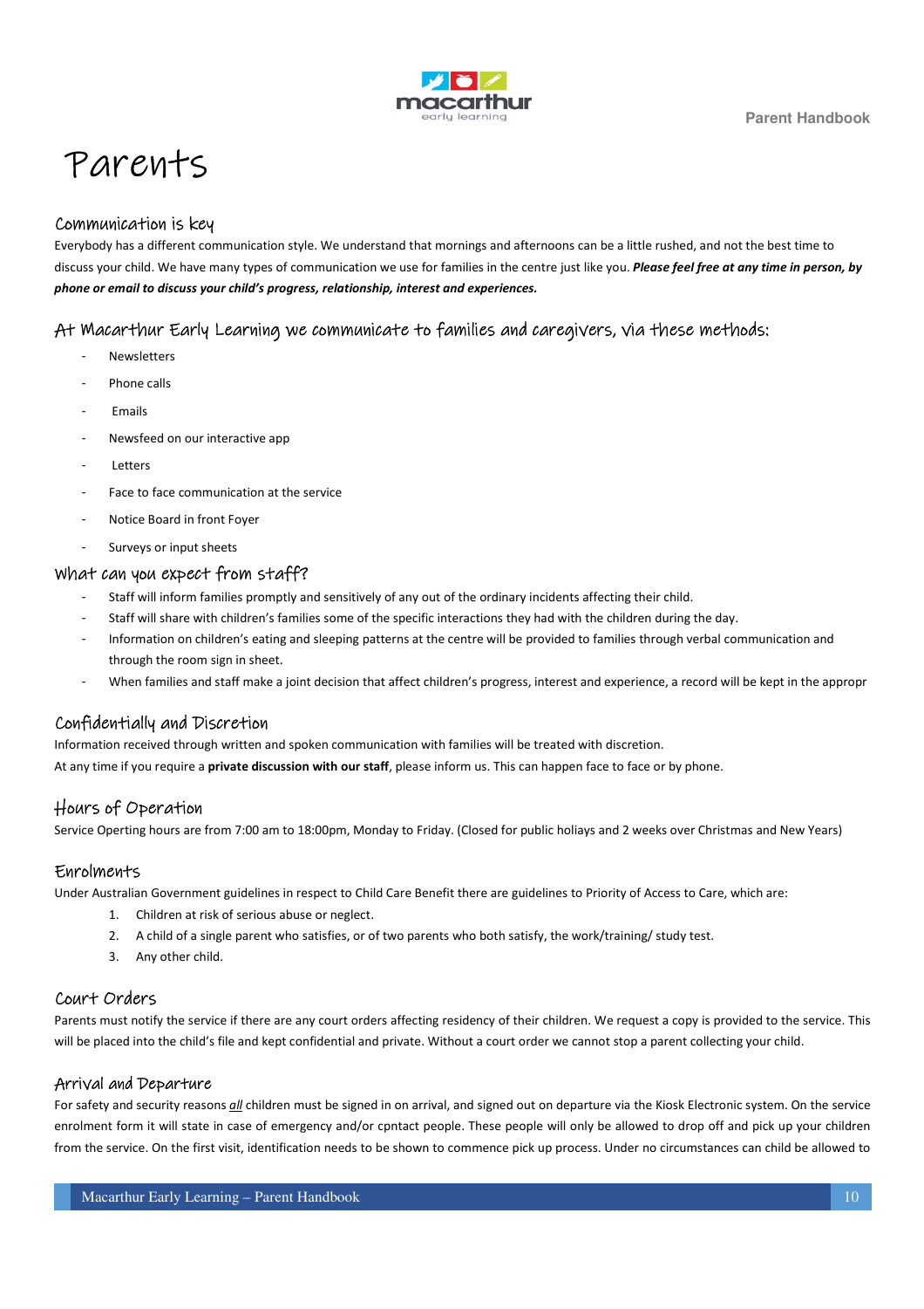# Parents

## Communication is key

Everybody has a different communication style. We understand that mornings and afternoons can be a little rushed, and not the best time to discuss your child. We have many types of communication we use for families in the centre just like you. ***Please feel free at any time in person, by phone or email to discuss your child's progress, relationship, interest and experiences.***

## At Macarthur Early Learning we communicate to families and caregivers, via these methods:

- Newsletters
- Phone calls
- Emails
- Newsfeed on our interactive app
- Letters
- Face to face communication at the service
- Notice Board in front Foyer
- Surveys or input sheets

## What can you expect from staff?

- Staff will inform families promptly and sensitively of any out of the ordinary incidents affecting their child.
- Staff will share with children's families some of the specific interactions they had with the children during the day.
- Information on children's eating and sleeping patterns at the centre will be provided to families through verbal communication and through the room sign in sheet.
- When families and staff make a joint decision that affect children's progress, interest and experience, a record will be kept in the appropr

## Confidentially and Discretion

Information received through written and spoken communication with families will be treated with discretion.

At any time if you require a **private discussion with our staff**, please inform us. This can happen face to face or by phone.

## Hours of Operation

Service Operting hours are from 7:00 am to 18:00pm, Monday to Friday. (Closed for public holiays and 2 weeks over Christmas and New Years)

## Enrolments

Under Australian Government guidelines in respect to Child Care Benefit there are guidelines to Priority of Access to Care, which are:

1. Children at risk of serious abuse or neglect.
2. A child of a single parent who satisfies, or of two parents who both satisfy, the work/training/ study test.
3. Any other child.

## Court Orders

Parents must notify the service if there are any court orders affecting residency of their children. We request a copy is provided to the service. This will be placed into the child's file and kept confidential and private. Without a court order we cannot stop a parent collecting your child.

## Arrival and Departure

For safety and security reasons ***all*** children must be signed in on arrival, and signed out on departure via the Kiosk Electronic system. On the service enrolment form it will state in case of emergency and/or cpntact people. These people will only be allowed to drop off and pick up your children from the service. On the first visit, identification needs to be shown to commence pick up process. Under no circumstances can child be allowed to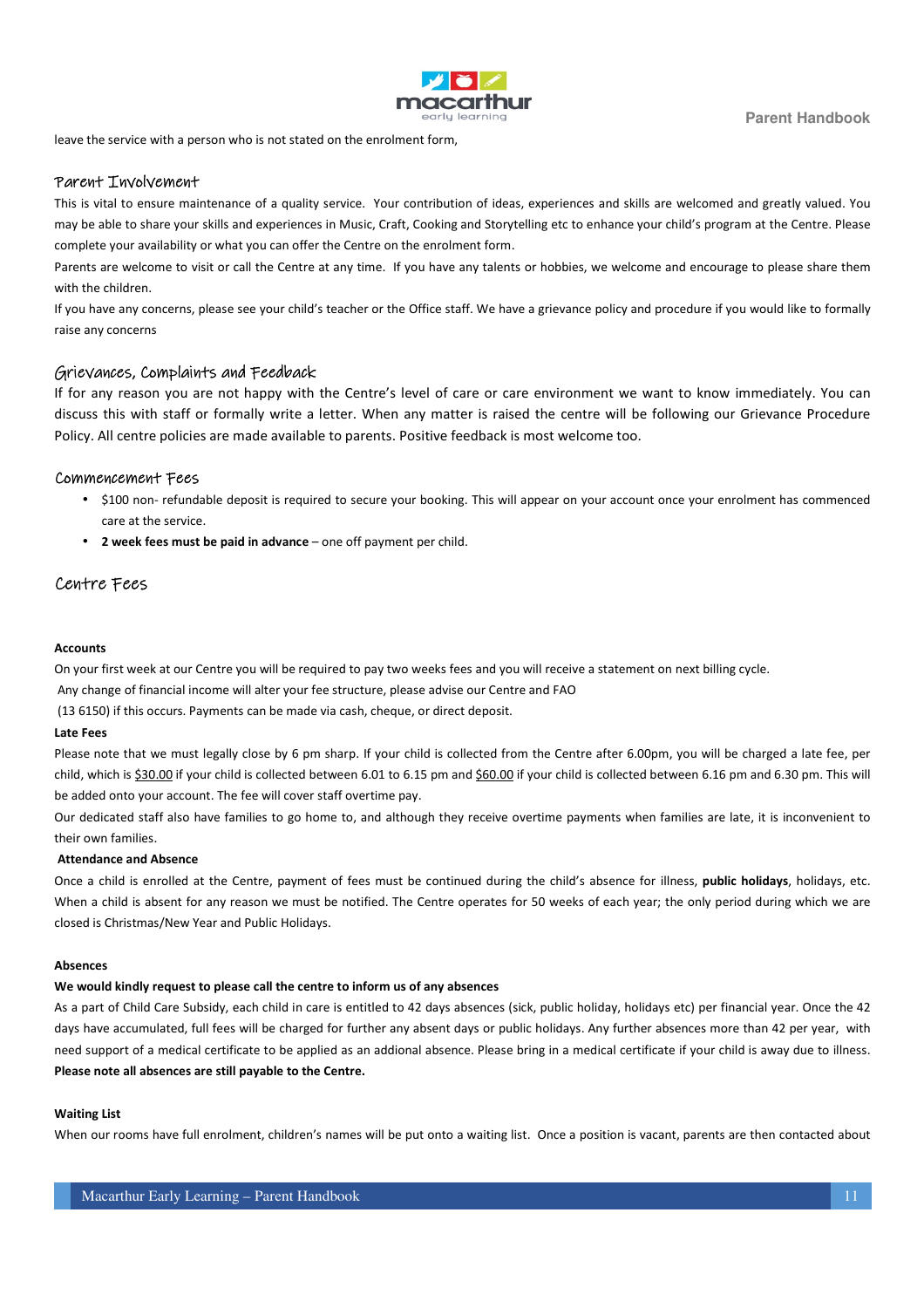leave the service with a person who is not stated on the enrolment form,

## Parent Involvement

This is vital to ensure maintenance of a quality service. Your contribution of ideas, experiences and skills are welcomed and greatly valued. You may be able to share your skills and experiences in Music, Craft, Cooking and Storytelling etc to enhance your child's program at the Centre. Please complete your availability or what you can offer the Centre on the enrolment form.

Parents are welcome to visit or call the Centre at any time. If you have any talents or hobbies, we welcome and encourage to please share them with the children.

If you have any concerns, please see your child's teacher or the Office staff. We have a grievance policy and procedure if you would like to formally raise any concerns

## Grievances, Complaints and Feedback

If for any reason you are not happy with the Centre's level of care or care environment we want to know immediately. You can discuss this with staff or formally write a letter. When any matter is raised the centre will be following our Grievance Procedure Policy. All centre policies are made available to parents. Positive feedback is most welcome too.

## Commencement Fees

- $100 non- refundable deposit is required to secure your booking. This will appear on your account once your enrolment has commenced care at the service.
- **2 week fees must be paid in advance** – one off payment per child.

## Centre Fees

**Accounts**

On your first week at our Centre you will be required to pay two weeks fees and you will receive a statement on next billing cycle.

Any change of financial income will alter your fee structure, please advise our Centre and FAO

(13 6150) if this occurs. Payments can be made via cash, cheque, or direct deposit.

**Late Fees**

Please note that we must legally close by 6 pm sharp. If your child is collected from the Centre after 6.00pm, you will be charged a late fee, per child, which is $30.00 if your child is collected between 6.01 to 6.15 pm and $60.00 if your child is collected between 6.16 pm and 6.30 pm. This will be added onto your account. The fee will cover staff overtime pay.

Our dedicated staff also have families to go home to, and although they receive overtime payments when families are late, it is inconvenient to their own families.

**Attendance and Absence**

Once a child is enrolled at the Centre, payment of fees must be continued during the child's absence for illness, **public holidays**, holidays, etc. When a child is absent for any reason we must be notified. The Centre operates for 50 weeks of each year; the only period during which we are closed is Christmas/New Year and Public Holidays.

**Absences**

**We would kindly request to please call the centre to inform us of any absences**

As a part of Child Care Subsidy, each child in care is entitled to 42 days absences (sick, public holiday, holidays etc) per financial year. Once the 42 days have accumulated, full fees will be charged for further any absent days or public holidays. Any further absences more than 42 per year, with need support of a medical certificate to be applied as an addional absence. Please bring in a medical certificate if your child is away due to illness. **Please note all absences are still payable to the Centre.**

**Waiting List**

When our rooms have full enrolment, children's names will be put onto a waiting list. Once a position is vacant, parents are then contacted about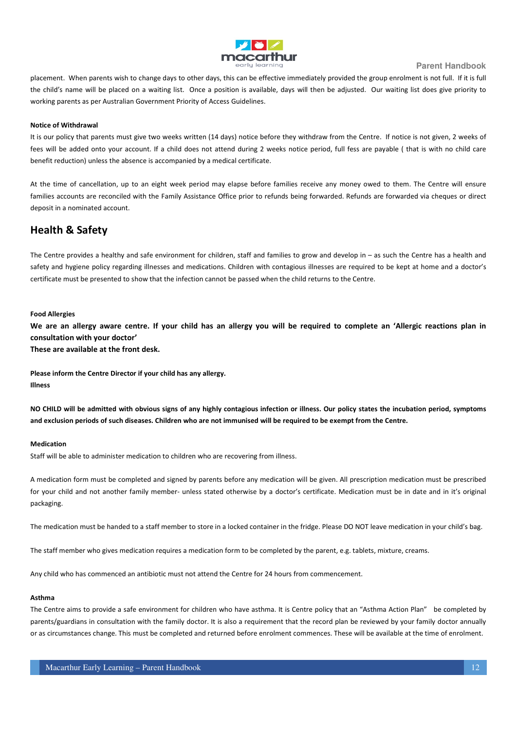placement. When parents wish to change days to other days, this can be effective immediately provided the group enrolment is not full. If it is full the child's name will be placed on a waiting list. Once a position is available, days will then be adjusted. Our waiting list does give priority to working parents as per Australian Government Priority of Access Guidelines.

**Notice of Withdrawal**

It is our policy that parents must give two weeks written (14 days) notice before they withdraw from the Centre. If notice is not given, 2 weeks of fees will be added onto your account. If a child does not attend during 2 weeks notice period, full fess are payable ( that is with no child care benefit reduction) unless the absence is accompanied by a medical certificate.

At the time of cancellation, up to an eight week period may elapse before families receive any money owed to them. The Centre will ensure families accounts are reconciled with the Family Assistance Office prior to refunds being forwarded. Refunds are forwarded via cheques or direct deposit in a nominated account.

## Health & Safety

The Centre provides a healthy and safe environment for children, staff and families to grow and develop in – as such the Centre has a health and safety and hygiene policy regarding illnesses and medications. Children with contagious illnesses are required to be kept at home and a doctor's certificate must be presented to show that the infection cannot be passed when the child returns to the Centre.

**Food Allergies**

**We are an allergy aware centre. If your child has an allergy you will be required to complete an 'Allergic reactions plan in consultation with your doctor'**
**These are available at the front desk.**

**Please inform the Centre Director if your child has any allergy.**

**Illness**

**NO CHILD will be admitted with obvious signs of any highly contagious infection or illness. Our policy states the incubation period, symptoms and exclusion periods of such diseases. Children who are not immunised will be required to be exempt from the Centre.**

**Medication**

Staff will be able to administer medication to children who are recovering from illness.

A medication form must be completed and signed by parents before any medication will be given. All prescription medication must be prescribed for your child and not another family member- unless stated otherwise by a doctor's certificate. Medication must be in date and in it's original packaging.

The medication must be handed to a staff member to store in a locked container in the fridge. Please DO NOT leave medication in your child's bag.

The staff member who gives medication requires a medication form to be completed by the parent, e.g. tablets, mixture, creams.

Any child who has commenced an antibiotic must not attend the Centre for 24 hours from commencement.

**Asthma**

The Centre aims to provide a safe environment for children who have asthma. It is Centre policy that an "Asthma Action Plan" be completed by parents/guardians in consultation with the family doctor. It is also a requirement that the record plan be reviewed by your family doctor annually or as circumstances change. This must be completed and returned before enrolment commences. These will be available at the time of enrolment.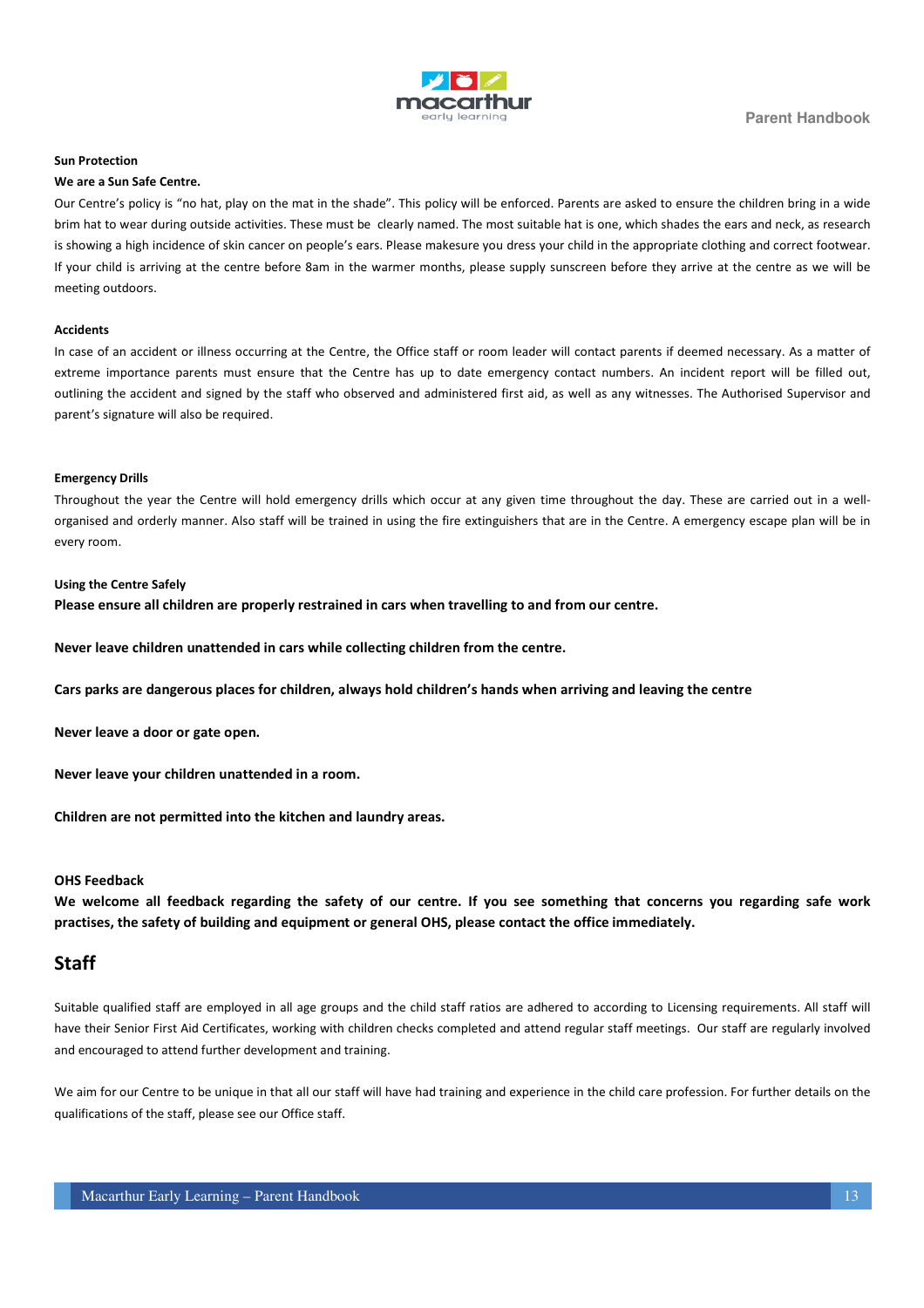**Sun Protection**

**We are a Sun Safe Centre.**

Our Centre's policy is "no hat, play on the mat in the shade". This policy will be enforced. Parents are asked to ensure the children bring in a wide brim hat to wear during outside activities. These must be clearly named. The most suitable hat is one, which shades the ears and neck, as research is showing a high incidence of skin cancer on people's ears. Please makesure you dress your child in the appropriate clothing and correct footwear. If your child is arriving at the centre before 8am in the warmer months, please supply sunscreen before they arrive at the centre as we will be meeting outdoors.

**Accidents**

In case of an accident or illness occurring at the Centre, the Office staff or room leader will contact parents if deemed necessary. As a matter of extreme importance parents must ensure that the Centre has up to date emergency contact numbers. An incident report will be filled out, outlining the accident and signed by the staff who observed and administered first aid, as well as any witnesses. The Authorised Supervisor and parent's signature will also be required.

**Emergency Drills**

Throughout the year the Centre will hold emergency drills which occur at any given time throughout the day. These are carried out in a well-organised and orderly manner. Also staff will be trained in using the fire extinguishers that are in the Centre. A emergency escape plan will be in every room.

**Using the Centre Safely**

**Please ensure all children are properly restrained in cars when travelling to and from our centre.**

**Never leave children unattended in cars while collecting children from the centre.**

**Cars parks are dangerous places for children, always hold children's hands when arriving and leaving the centre**

**Never leave a door or gate open.**

**Never leave your children unattended in a room.**

**Children are not permitted into the kitchen and laundry areas.**

**OHS Feedback**

**We welcome all feedback regarding the safety of our centre. If you see something that concerns you regarding safe work practises, the safety of building and equipment or general OHS, please contact the office immediately.**

## Staff

Suitable qualified staff are employed in all age groups and the child staff ratios are adhered to according to Licensing requirements. All staff will have their Senior First Aid Certificates, working with children checks completed and attend regular staff meetings. Our staff are regularly involved and encouraged to attend further development and training.

We aim for our Centre to be unique in that all our staff will have had training and experience in the child care profession. For further details on the qualifications of the staff, please see our Office staff.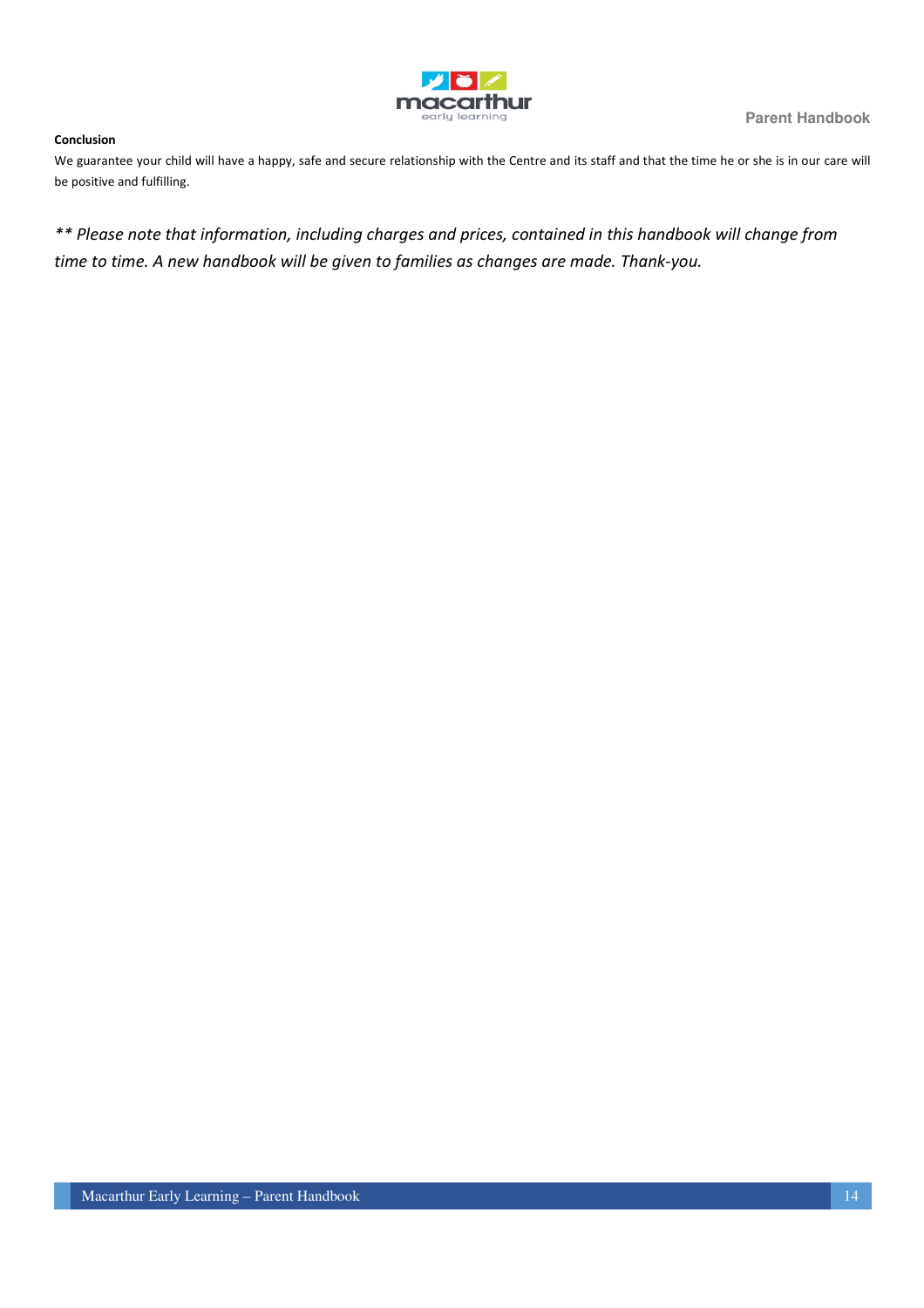**Conclusion**

We guarantee your child will have a happy, safe and secure relationship with the Centre and its staff and that the time he or she is in our care will be positive and fulfilling.

*** Please note that information, including charges and prices, contained in this handbook will change from time to time. A new handbook will be given to families as changes are made. Thank-you.*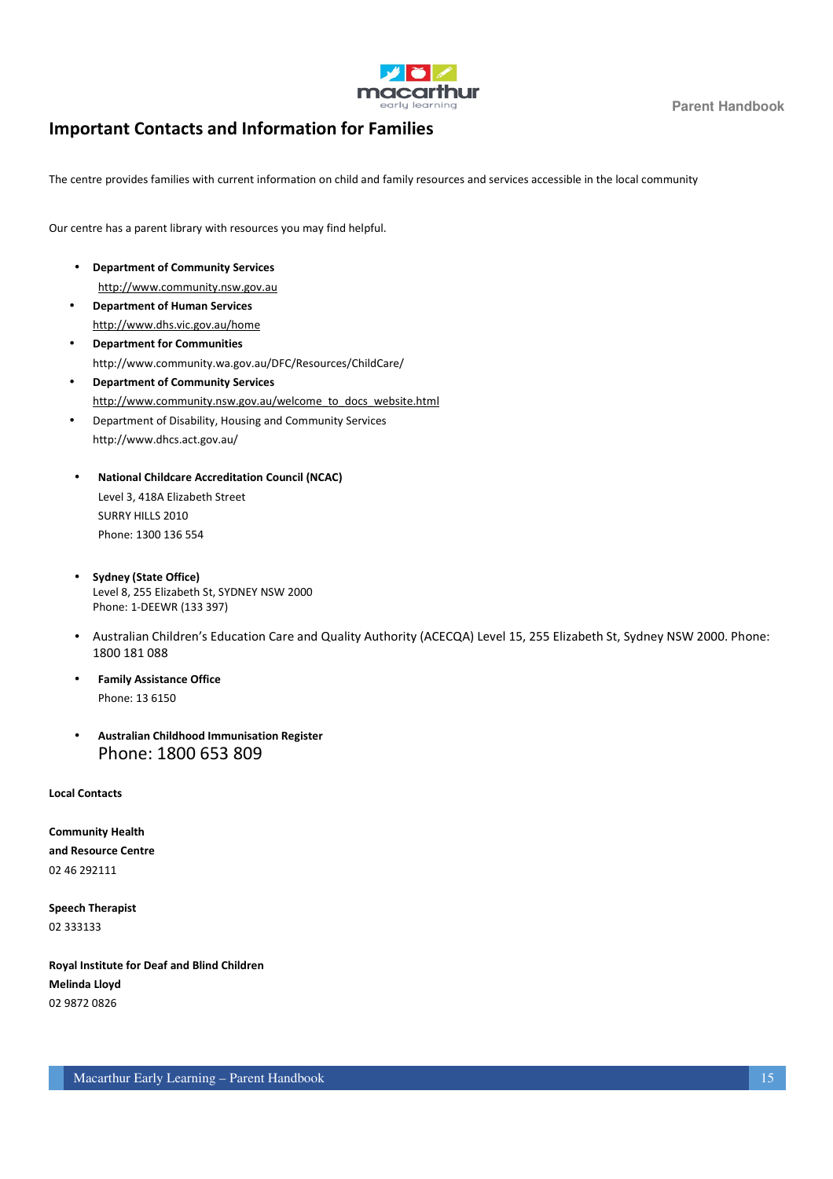## Important Contacts and Information for Families

The centre provides families with current information on child and family resources and services accessible in the local community

Our centre has a parent library with resources you may find helpful.

- **Department of Community Services**
  http://www.community.nsw.gov.au
- **Department of Human Services**
  http://www.dhs.vic.gov.au/home
- **Department for Communities**
  http://www.community.wa.gov.au/DFC/Resources/ChildCare/
- **Department of Community Services**
  http://www.community.nsw.gov.au/welcome_to_docs_website.html
- Department of Disability, Housing and Community Services
  http://www.dhcs.act.gov.au/
- **National Childcare Accreditation Council (NCAC)**
  Level 3, 418A Elizabeth Street
  SURRY HILLS 2010
  Phone: 1300 136 554
- **Sydney (State Office)**
  Level 8, 255 Elizabeth St, SYDNEY NSW 2000
  Phone: 1-DEEWR (133 397)
- Australian Children's Education Care and Quality Authority (ACECQA) Level 15, 255 Elizabeth St, Sydney NSW 2000. Phone: 1800 181 088
- **Family Assistance Office**
  Phone: 13 6150
- **Australian Childhood Immunisation Register**
  Phone: 1800 653 809

**Local Contacts**

**Community Health**
**and Resource Centre**
02 46 292111

**Speech Therapist**
02 333133

**Royal Institute for Deaf and Blind Children**
**Melinda Lloyd**
02 9872 0826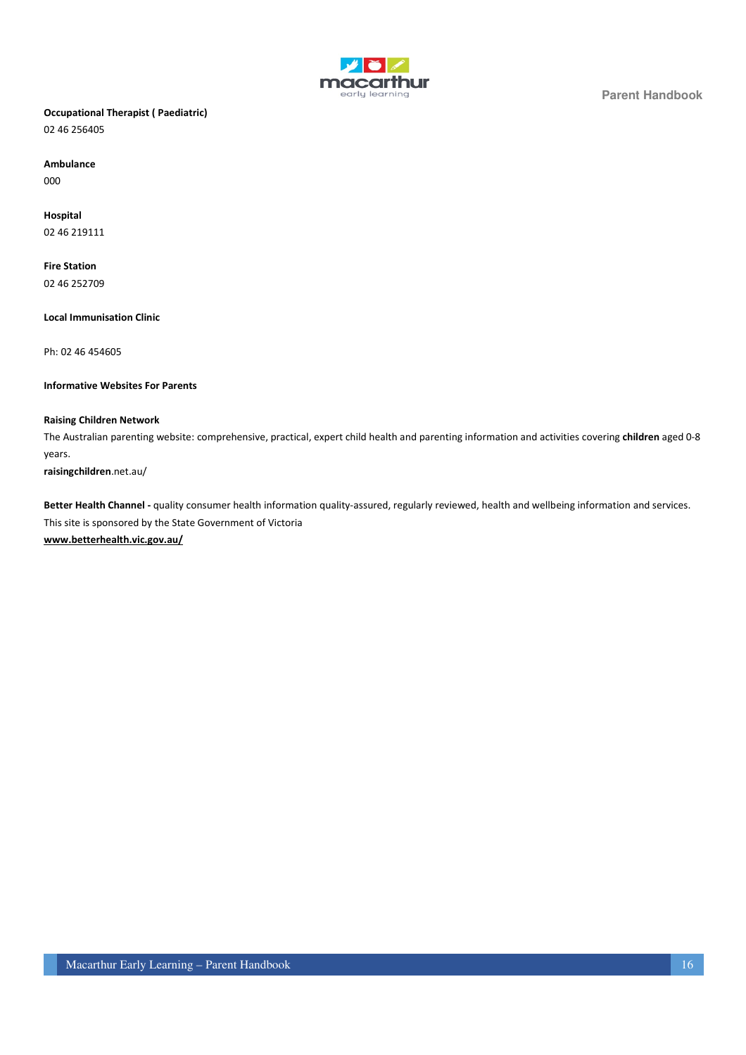**Occupational Therapist ( Paediatric)**
02 46 256405

**Ambulance**
000

**Hospital**
02 46 219111

**Fire Station**
02 46 252709

**Local Immunisation Clinic**

Ph: 02 46 454605

**Informative Websites For Parents**

**Raising Children Network**
The Australian parenting website: comprehensive, practical, expert child health and parenting information and activities covering **children** aged 0-8 years.
**raisingchildren**.net.au/

**Better Health Channel -** quality consumer health information quality-assured, regularly reviewed, health and wellbeing information and services. This site is sponsored by the State Government of Victoria
**www.betterhealth.vic.gov.au/**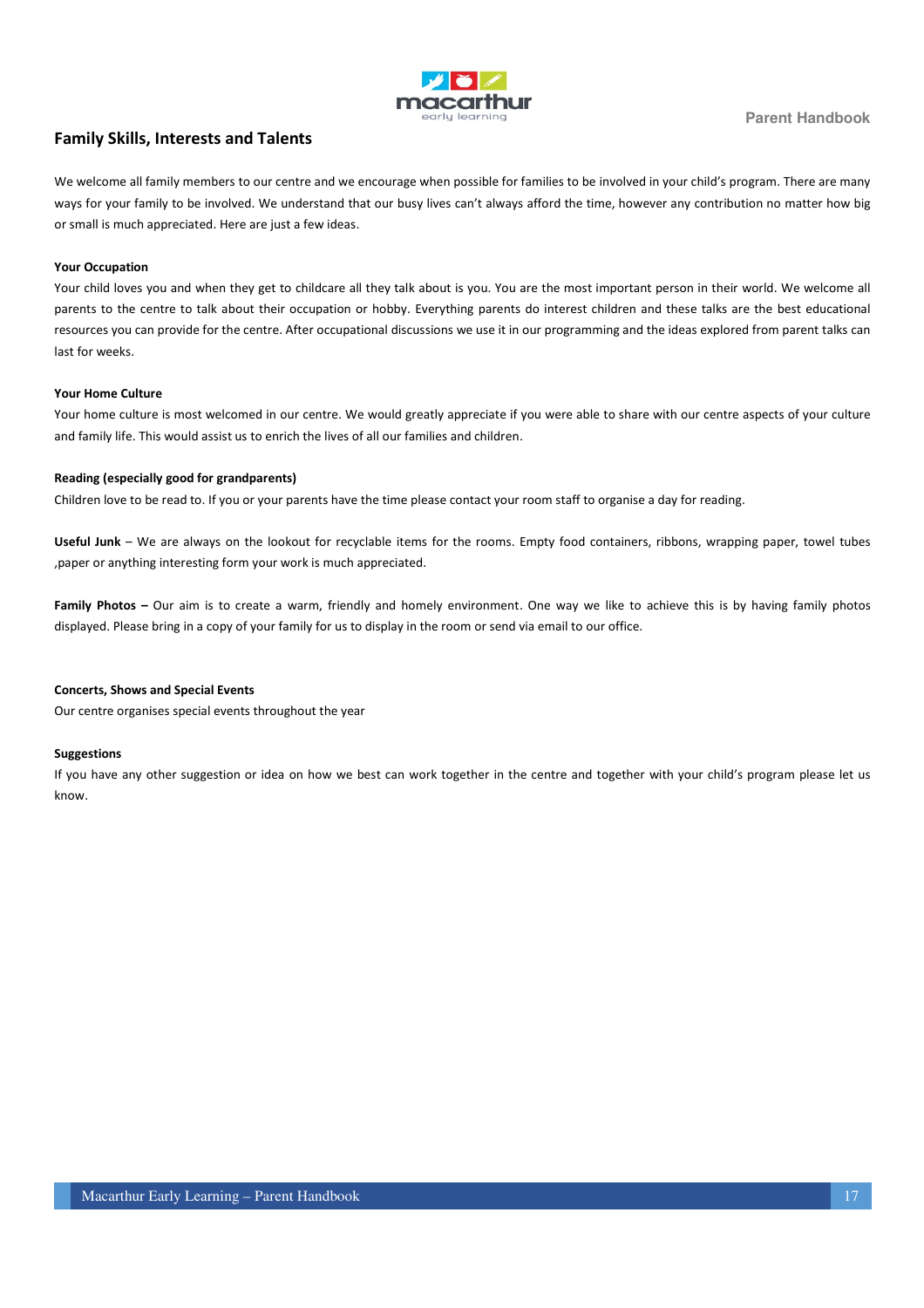## Family Skills, Interests and Talents

We welcome all family members to our centre and we encourage when possible for families to be involved in your child's program. There are many ways for your family to be involved. We understand that our busy lives can't always afford the time, however any contribution no matter how big or small is much appreciated. Here are just a few ideas.

**Your Occupation**

Your child loves you and when they get to childcare all they talk about is you. You are the most important person in their world. We welcome all parents to the centre to talk about their occupation or hobby. Everything parents do interest children and these talks are the best educational resources you can provide for the centre. After occupational discussions we use it in our programming and the ideas explored from parent talks can last for weeks.

**Your Home Culture**

Your home culture is most welcomed in our centre. We would greatly appreciate if you were able to share with our centre aspects of your culture and family life. This would assist us to enrich the lives of all our families and children.

**Reading (especially good for grandparents)**

Children love to be read to. If you or your parents have the time please contact your room staff to organise a day for reading.

**Useful Junk** – We are always on the lookout for recyclable items for the rooms. Empty food containers, ribbons, wrapping paper, towel tubes ,paper or anything interesting form your work is much appreciated.

**Family Photos –** Our aim is to create a warm, friendly and homely environment. One way we like to achieve this is by having family photos displayed. Please bring in a copy of your family for us to display in the room or send via email to our office.

**Concerts, Shows and Special Events**

Our centre organises special events throughout the year

**Suggestions**

If you have any other suggestion or idea on how we best can work together in the centre and together with your child's program please let us know.